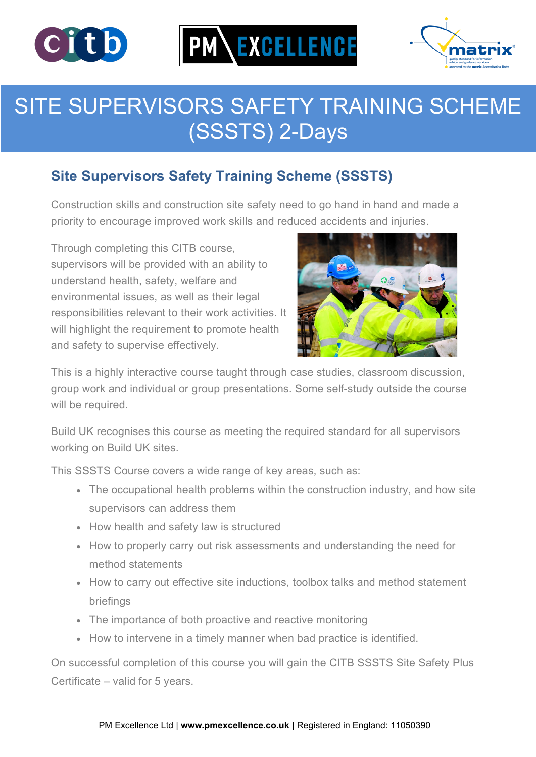# SITE SUPERVISORS SAFETY TRAINING SCHEME (SSSTS) 2-Days

## Site Supervisors Safety Training Scheme (SSSTS)

Construction skills and construction site safety need to go hand in hand and made a priority to encourage improved work skills and reduced accidents and injuries.

Through completing this CITB course, supervisors will be provided with an ability to understand health, safety, welfare and environmental issues, as well as their legal responsibilities relevant to their work activities. It will highlight the requirement to promote health and safety to supervise effectively.

This is a highly interactive course taught through case studies, classroom discussion, group work and individual or group presentations. Some self-study outside the course will be required.

Build UK recognises this course as meeting the required standard for all supervisors working on Build UK sites.

This SSSTS Course covers a wide range of key areas, such as:

- The occupational health problems within the construction industry, and how site supervisors can address them
- How health and safety law is structured
- How to properly carry out risk assessments and understanding the need for method statements
- How to carry out effective site inductions, toolbox talks and method statement briefings
- The importance of both proactive and reactive monitoring
- How to intervene in a timely manner when bad practice is identified.

On successful completion of this course you will gain the CITB SSSTS Site Safety Plus Certificate – valid for 5 years.

PM Excellence Ltd | **www.pmexcellence.co.uk |** Registered in England: 11050390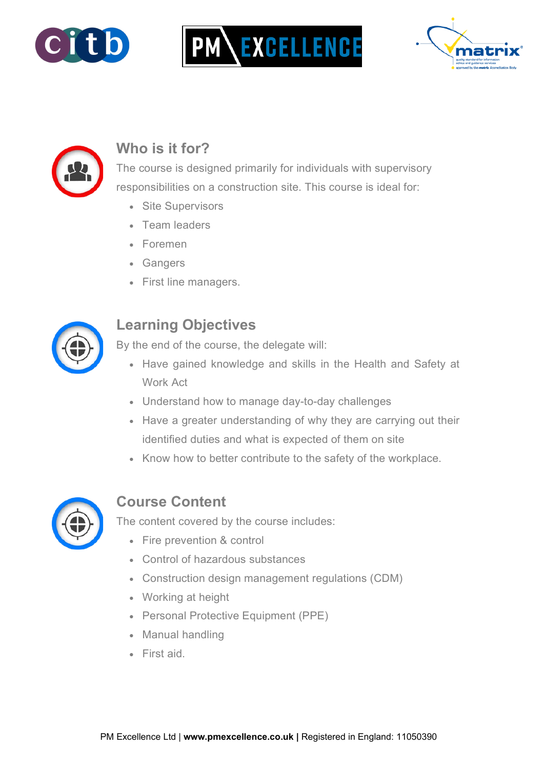## Who is it for?

The course is designed primarily for individuals with supervisory responsibilities on a construction site. This course is ideal for:

- Site Supervisors
- Team leaders
- Foremen
- Gangers
- First line managers.

## Learning Objectives

By the end of the course, the delegate will:

- Have gained knowledge and skills in the Health and Safety at Work Act
- Understand how to manage day-to-day challenges
- Have a greater understanding of why they are carrying out their identified duties and what is expected of them on site
- Know how to better contribute to the safety of the workplace.

## Course Content

The content covered by the course includes:

- Fire prevention & control
- Control of hazardous substances
- Construction design management regulations (CDM)
- Working at height
- Personal Protective Equipment (PPE)
- Manual handling
- First aid.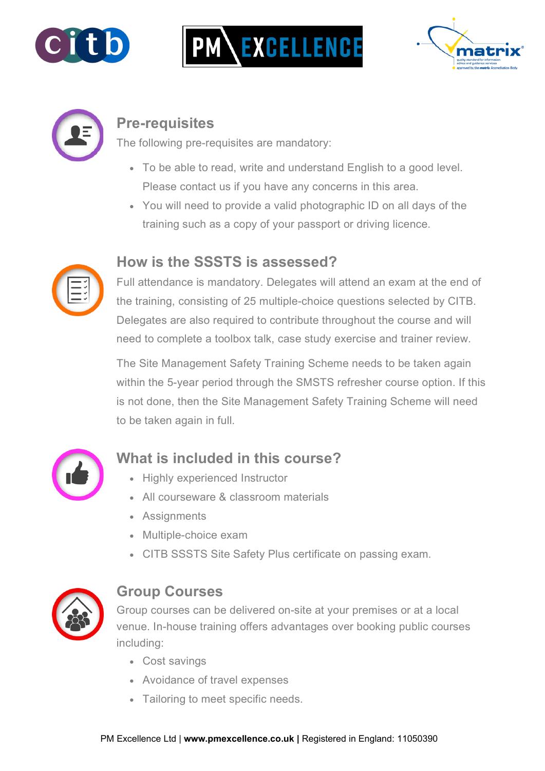## Pre-requisites

The following pre-requisites are mandatory:

- To be able to read, write and understand English to a good level. Please contact us if you have any concerns in this area.
- You will need to provide a valid photographic ID on all days of the training such as a copy of your passport or driving licence.

## How is the SSSTS is assessed?

Full attendance is mandatory. Delegates will attend an exam at the end of the training, consisting of 25 multiple-choice questions selected by CITB. Delegates are also required to contribute throughout the course and will need to complete a toolbox talk, case study exercise and trainer review.

The Site Management Safety Training Scheme needs to be taken again within the 5-year period through the SMSTS refresher course option. If this is not done, then the Site Management Safety Training Scheme will need to be taken again in full.

## What is included in this course?

- Highly experienced Instructor
- All courseware & classroom materials
- Assignments
- Multiple-choice exam
- CITB SSSTS Site Safety Plus certificate on passing exam.

## Group Courses

Group courses can be delivered on-site at your premises or at a local venue. In-house training offers advantages over booking public courses including:

- Cost savings
- Avoidance of travel expenses
- Tailoring to meet specific needs.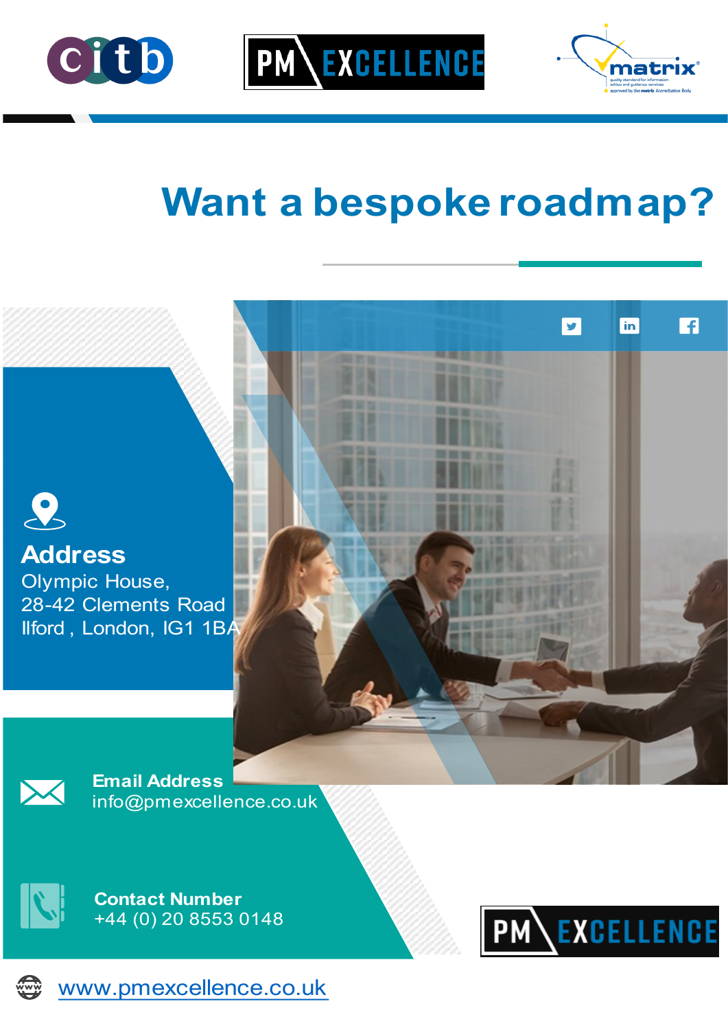# Want a bespoke roadmap?

**Address**
Olympic House,
28-42 Clements Road
Ilford , London, IG1 1BA

**Email Address**
info@pmexcellence.co.uk

**Contact Number**
+44 (0) 20 8553 0148

www.pmexcellence.co.uk